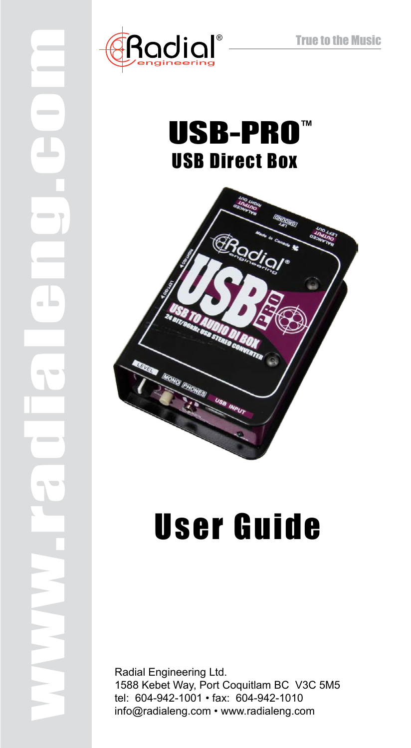True to the Music

# USB-PRO™
## USB Direct Box

# User Guide

Radial Engineering Ltd.
1588 Kebet Way, Port Coquitlam BC V3C 5M5
tel: 604-942-1001 • fax: 604-942-1010
info@radialeng.com • www.radialeng.com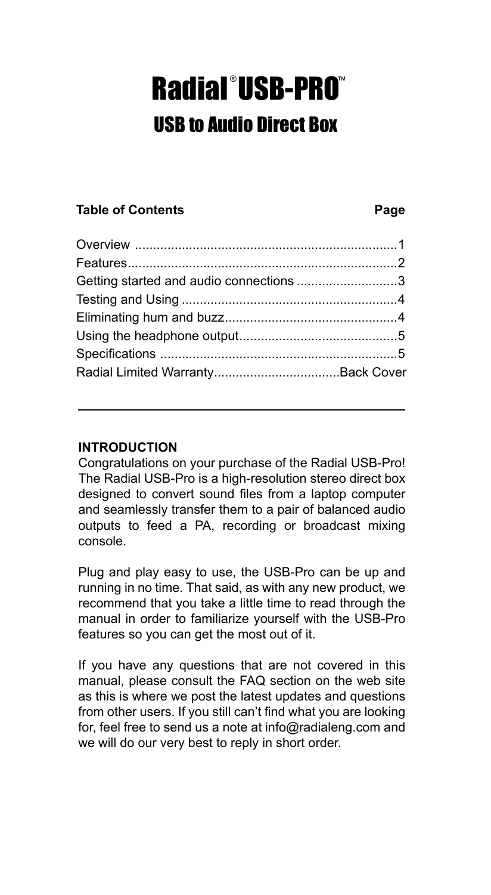# Radial® USB-PRO™

## USB to Audio Direct Box

| Table of Contents | Page |
| --- | --- |
| Overview | 1 |
| Features | 2 |
| Getting started and audio connections | 3 |
| Testing and Using | 4 |
| Eliminating hum and buzz | 4 |
| Using the headphone output | 5 |
| Specifications | 5 |
| Radial Limited Warranty | Back Cover |

---

**INTRODUCTION**

Congratulations on your purchase of the Radial USB-Pro! The Radial USB-Pro is a high-resolution stereo direct box designed to convert sound files from a laptop computer and seamlessly transfer them to a pair of balanced audio outputs to feed a PA, recording or broadcast mixing console.

Plug and play easy to use, the USB-Pro can be up and running in no time. That said, as with any new product, we recommend that you take a little time to read through the manual in order to familiarize yourself with the USB-Pro features so you can get the most out of it.

If you have any questions that are not covered in this manual, please consult the FAQ section on the web site as this is where we post the latest updates and questions from other users. If you still can't find what you are looking for, feel free to send us a note at info@radialeng.com and we will do our very best to reply in short order.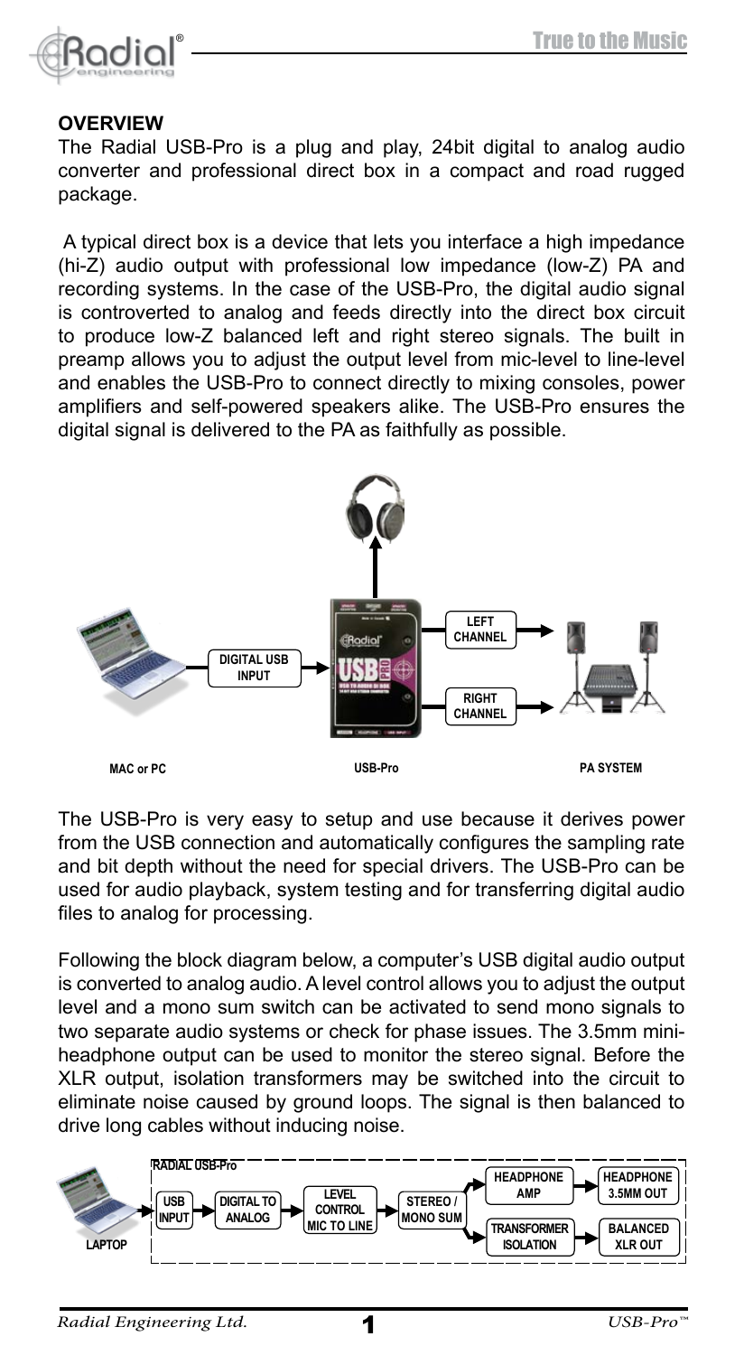## OVERVIEW

The Radial USB-Pro is a plug and play, 24bit digital to analog audio converter and professional direct box in a compact and road rugged package.

A typical direct box is a device that lets you interface a high impedance (hi-Z) audio output with professional low impedance (low-Z) PA and recording systems. In the case of the USB-Pro, the digital audio signal is controverted to analog and feeds directly into the direct box circuit to produce low-Z balanced left and right stereo signals. The built in preamp allows you to adjust the output level from mic-level to line-level and enables the USB-Pro to connect directly to mixing consoles, power amplifiers and self-powered speakers alike. The USB-Pro ensures the digital signal is delivered to the PA as faithfully as possible.

DIGITAL USB INPUT — LEFT CHANNEL — RIGHT CHANNEL

MAC or PC — USB-Pro — PA SYSTEM

The USB-Pro is very easy to setup and use because it derives power from the USB connection and automatically configures the sampling rate and bit depth without the need for special drivers. The USB-Pro can be used for audio playback, system testing and for transferring digital audio files to analog for processing.

Following the block diagram below, a computer's USB digital audio output is converted to analog audio. A level control allows you to adjust the output level and a mono sum switch can be activated to send mono signals to two separate audio systems or check for phase issues. The 3.5mm mini-headphone output can be used to monitor the stereo signal. Before the XLR output, isolation transformers may be switched into the circuit to eliminate noise caused by ground loops. The signal is then balanced to drive long cables without inducing noise.

RADIAL USB-Pro: LAPTOP → USB INPUT → DIGITAL TO ANALOG → LEVEL CONTROL MIC TO LINE → STEREO / MONO SUM → HEADPHONE AMP → HEADPHONE 3.5MM OUT; STEREO / MONO SUM → TRANSFORMER ISOLATION → BALANCED XLR OUT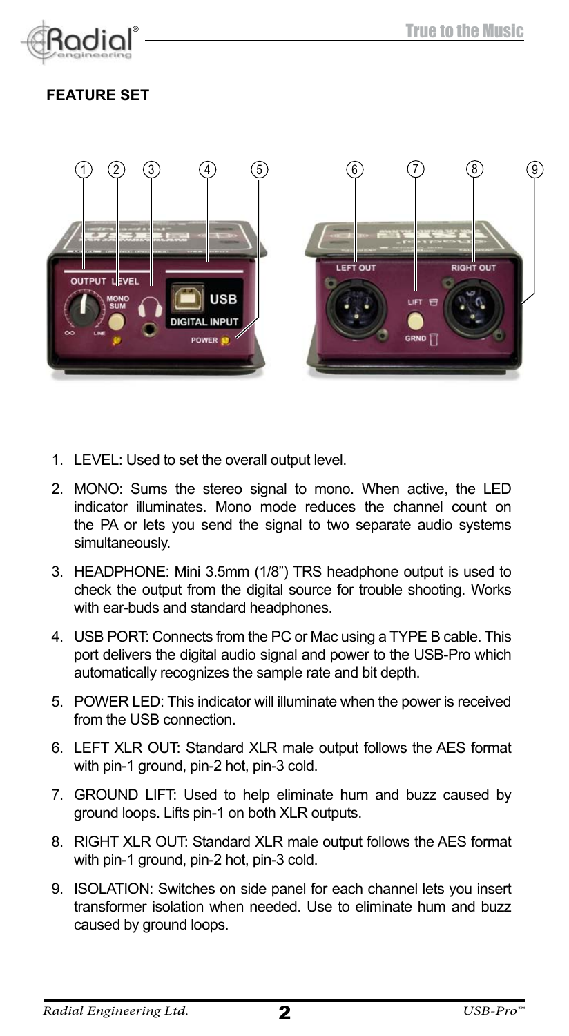## FEATURE SET

1. LEVEL: Used to set the overall output level.
2. MONO: Sums the stereo signal to mono. When active, the LED indicator illuminates. Mono mode reduces the channel count on the PA or lets you send the signal to two separate audio systems simultaneously.
3. HEADPHONE: Mini 3.5mm (1/8") TRS headphone output is used to check the output from the digital source for trouble shooting. Works with ear-buds and standard headphones.
4. USB PORT: Connects from the PC or Mac using a TYPE B cable. This port delivers the digital audio signal and power to the USB-Pro which automatically recognizes the sample rate and bit depth.
5. POWER LED: This indicator will illuminate when the power is received from the USB connection.
6. LEFT XLR OUT: Standard XLR male output follows the AES format with pin-1 ground, pin-2 hot, pin-3 cold.
7. GROUND LIFT: Used to help eliminate hum and buzz caused by ground loops. Lifts pin-1 on both XLR outputs.
8. RIGHT XLR OUT: Standard XLR male output follows the AES format with pin-1 ground, pin-2 hot, pin-3 cold.
9. ISOLATION: Switches on side panel for each channel lets you insert transformer isolation when needed. Use to eliminate hum and buzz caused by ground loops.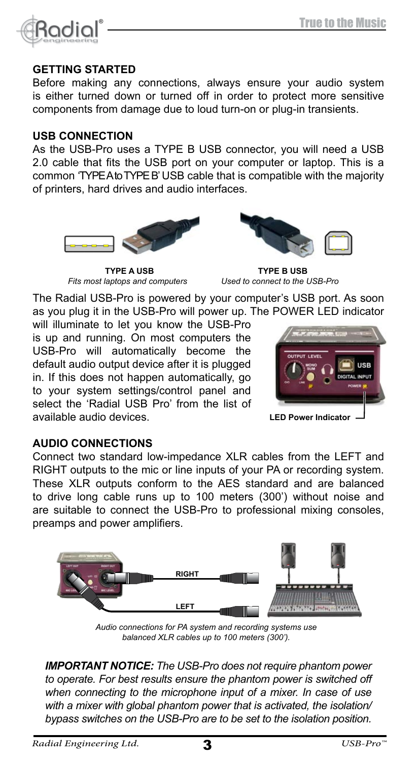## GETTING STARTED

Before making any connections, always ensure your audio system is either turned down or turned off in order to protect more sensitive components from damage due to loud turn-on or plug-in transients.

## USB CONNECTION

As the USB-Pro uses a TYPE B USB connector, you will need a USB 2.0 cable that fits the USB port on your computer or laptop. This is a common 'TYPE A to TYPE B' USB cable that is compatible with the majority of printers, hard drives and audio interfaces.

**TYPE A USB**
*Fits most laptops and computers*

**TYPE B USB**
*Used to connect to the USB-Pro*

The Radial USB-Pro is powered by your computer's USB port. As soon as you plug it in the USB-Pro will power up. The POWER LED indicator will illuminate to let you know the USB-Pro is up and running. On most computers the USB-Pro will automatically become the default audio output device after it is plugged in. If this does not happen automatically, go to your system settings/control panel and select the 'Radial USB Pro' from the list of available audio devices.

**LED Power Indicator**

## AUDIO CONNECTIONS

Connect two standard low-impedance XLR cables from the LEFT and RIGHT outputs to the mic or line inputs of your PA or recording system. These XLR outputs conform to the AES standard and are balanced to drive long cable runs up to 100 meters (300') without noise and are suitable to connect the USB-Pro to professional mixing consoles, preamps and power amplifiers.

*Audio connections for PA system and recording systems use balanced XLR cables up to 100 meters (300').*

***IMPORTANT NOTICE:*** *The USB-Pro does not require phantom power to operate. For best results ensure the phantom power is switched off when connecting to the microphone input of a mixer. In case of use with a mixer with global phantom power that is activated, the isolation/bypass switches on the USB-Pro are to be set to the isolation position.*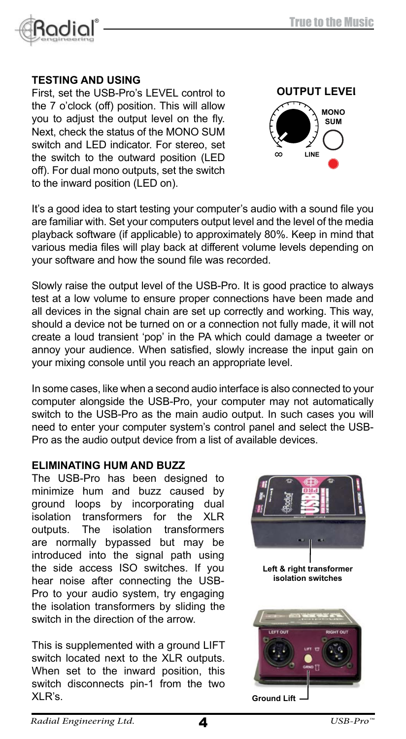## TESTING AND USING

First, set the USB-Pro's LEVEL control to the 7 o'clock (off) position. This will allow you to adjust the output level on the fly. Next, check the status of the MONO SUM switch and LED indicator. For stereo, set the switch to the outward position (LED off). For dual mono outputs, set the switch to the inward position (LED on).

OUTPUT LEVEl

MONO SUM

∞ LINE

It's a good idea to start testing your computer's audio with a sound file you are familiar with. Set your computers output level and the level of the media playback software (if applicable) to approximately 80%. Keep in mind that various media files will play back at different volume levels depending on your software and how the sound file was recorded.

Slowly raise the output level of the USB-Pro. It is good practice to always test at a low volume to ensure proper connections have been made and all devices in the signal chain are set up correctly and working. This way, should a device not be turned on or a connection not fully made, it will not create a loud transient 'pop' in the PA which could damage a tweeter or annoy your audience. When satisfied, slowly increase the input gain on your mixing console until you reach an appropriate level.

In some cases, like when a second audio interface is also connected to your computer alongside the USB-Pro, your computer may not automatically switch to the USB-Pro as the main audio output. In such cases you will need to enter your computer system's control panel and select the USB-Pro as the audio output device from a list of available devices.

## ELIMINATING HUM AND BUZZ

The USB-Pro has been designed to minimize hum and buzz caused by ground loops by incorporating dual isolation transformers for the XLR outputs. The isolation transformers are normally bypassed but may be introduced into the signal path using the side access ISO switches. If you hear noise after connecting the USB-Pro to your audio system, try engaging the isolation transformers by sliding the switch in the direction of the arrow.

Left & right transformer isolation switches

This is supplemented with a ground LIFT switch located next to the XLR outputs. When set to the inward position, this switch disconnects pin-1 from the two XLR's.

Ground Lift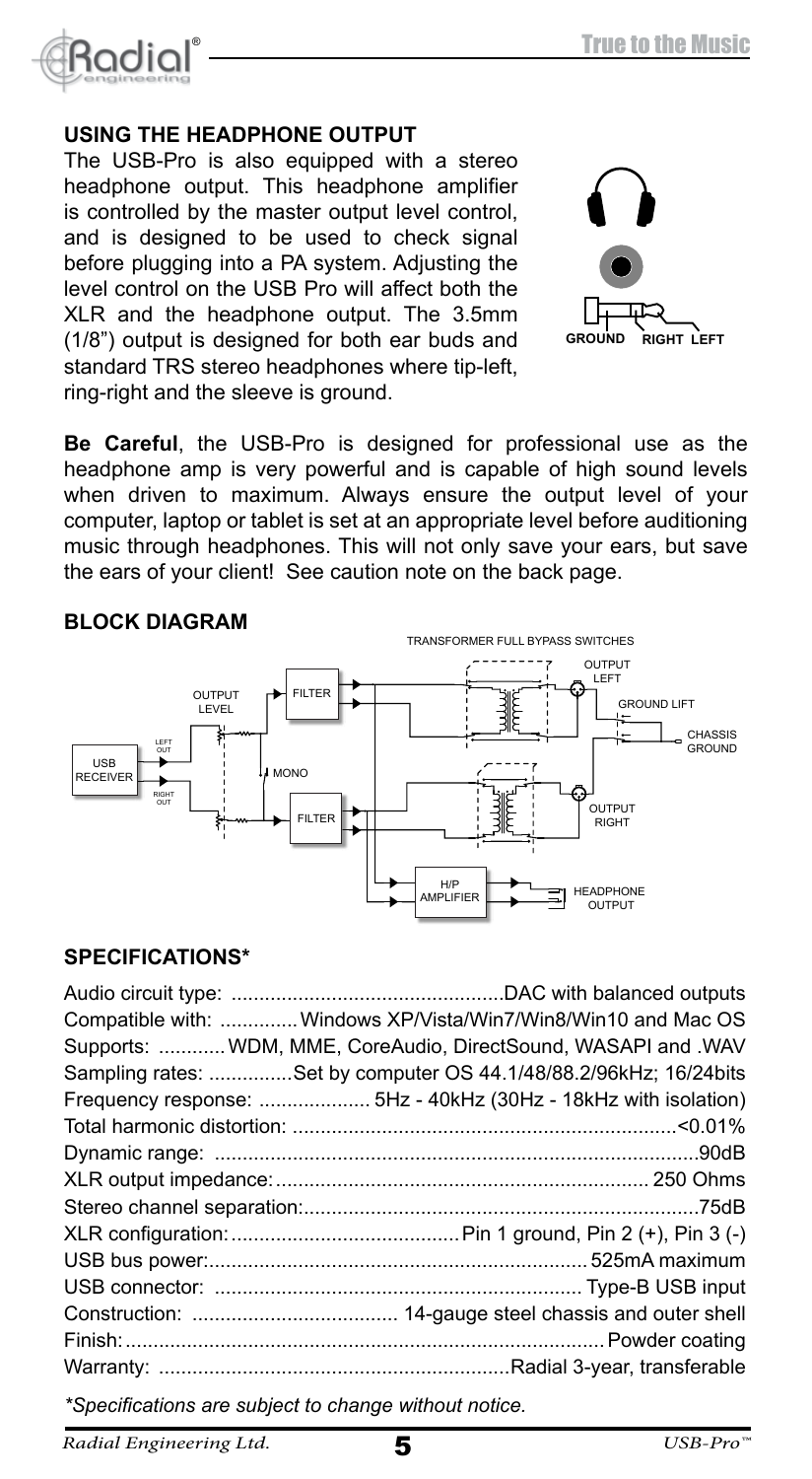## USING THE HEADPHONE OUTPUT

The USB-Pro is also equipped with a stereo headphone output. This headphone amplifier is controlled by the master output level control, and is designed to be used to check signal before plugging into a PA system. Adjusting the level control on the USB Pro will affect both the XLR and the headphone output. The 3.5mm (1/8") output is designed for both ear buds and standard TRS stereo headphones where tip-left, ring-right and the sleeve is ground.

**Be Careful**, the USB-Pro is designed for professional use as the headphone amp is very powerful and is capable of high sound levels when driven to maximum. Always ensure the output level of your computer, laptop or tablet is set at an appropriate level before auditioning music through headphones. This will not only save your ears, but save the ears of your client! See caution note on the back page.

## BLOCK DIAGRAM

## SPECIFICATIONS*

| | |
|---|---|
| Audio circuit type: | DAC with balanced outputs |
| Compatible with: | Windows XP/Vista/Win7/Win8/Win10 and Mac OS |
| Supports: | WDM, MME, CoreAudio, DirectSound, WASAPI and .WAV |
| Sampling rates: | Set by computer OS 44.1/48/88.2/96kHz; 16/24bits |
| Frequency response: | 5Hz - 40kHz (30Hz - 18kHz with isolation) |
| Total harmonic distortion: | <0.01% |
| Dynamic range: | 90dB |
| XLR output impedance: | 250 Ohms |
| Stereo channel separation: | 75dB |
| XLR configuration: | Pin 1 ground, Pin 2 (+), Pin 3 (-) |
| USB bus power: | 525mA maximum |
| USB connector: | Type-B USB input |
| Construction: | 14-gauge steel chassis and outer shell |
| Finish: | Powder coating |
| Warranty: | Radial 3-year, transferable |

*\*Specifications are subject to change without notice.*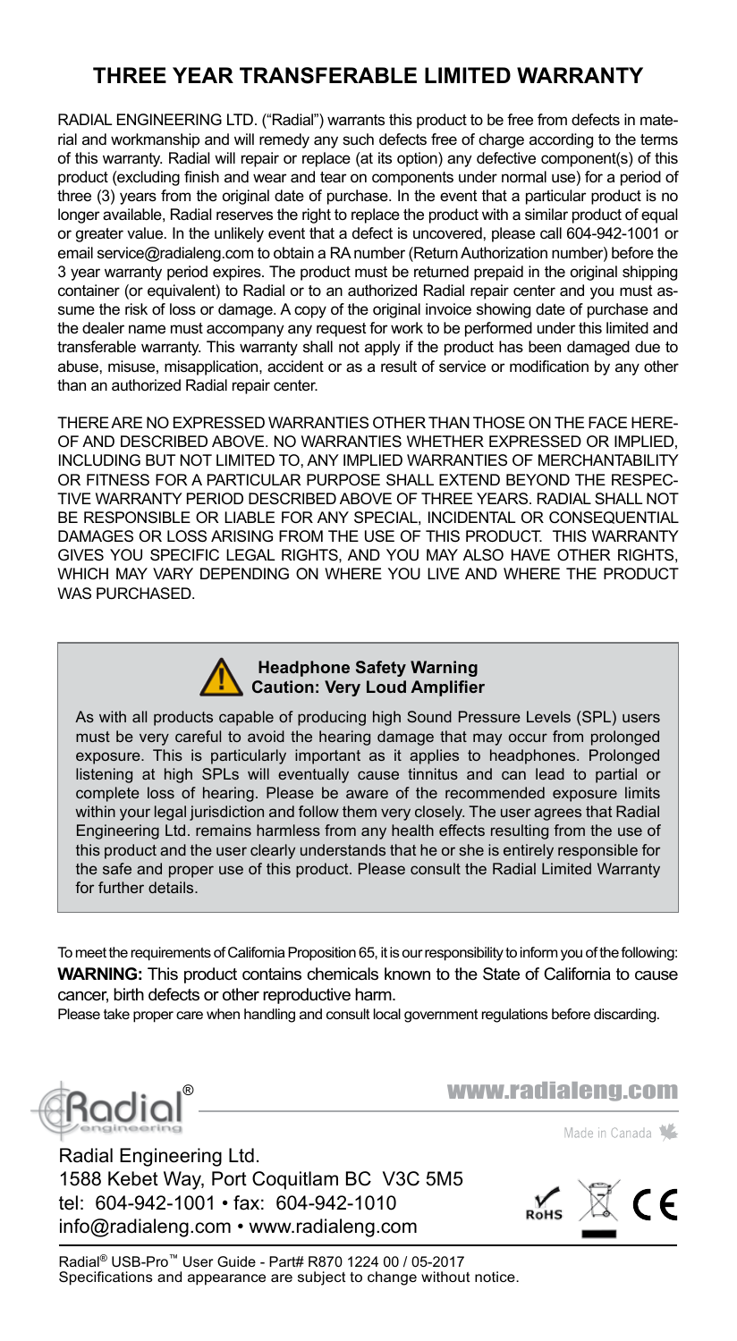# THREE YEAR TRANSFERABLE LIMITED WARRANTY

RADIAL ENGINEERING LTD. ("Radial") warrants this product to be free from defects in material and workmanship and will remedy any such defects free of charge according to the terms of this warranty. Radial will repair or replace (at its option) any defective component(s) of this product (excluding finish and wear and tear on components under normal use) for a period of three (3) years from the original date of purchase. In the event that a particular product is no longer available, Radial reserves the right to replace the product with a similar product of equal or greater value. In the unlikely event that a defect is uncovered, please call 604-942-1001 or email service@radialeng.com to obtain a RA number (Return Authorization number) before the 3 year warranty period expires. The product must be returned prepaid in the original shipping container (or equivalent) to Radial or to an authorized Radial repair center and you must assume the risk of loss or damage. A copy of the original invoice showing date of purchase and the dealer name must accompany any request for work to be performed under this limited and transferable warranty. This warranty shall not apply if the product has been damaged due to abuse, misuse, misapplication, accident or as a result of service or modification by any other than an authorized Radial repair center.

THERE ARE NO EXPRESSED WARRANTIES OTHER THAN THOSE ON THE FACE HEREOF AND DESCRIBED ABOVE. NO WARRANTIES WHETHER EXPRESSED OR IMPLIED, INCLUDING BUT NOT LIMITED TO, ANY IMPLIED WARRANTIES OF MERCHANTABILITY OR FITNESS FOR A PARTICULAR PURPOSE SHALL EXTEND BEYOND THE RESPECTIVE WARRANTY PERIOD DESCRIBED ABOVE OF THREE YEARS. RADIAL SHALL NOT BE RESPONSIBLE OR LIABLE FOR ANY SPECIAL, INCIDENTAL OR CONSEQUENTIAL DAMAGES OR LOSS ARISING FROM THE USE OF THIS PRODUCT. THIS WARRANTY GIVES YOU SPECIFIC LEGAL RIGHTS, AND YOU MAY ALSO HAVE OTHER RIGHTS, WHICH MAY VARY DEPENDING ON WHERE YOU LIVE AND WHERE THE PRODUCT WAS PURCHASED.

**Headphone Safety Warning**
**Caution: Very Loud Amplifier**

As with all products capable of producing high Sound Pressure Levels (SPL) users must be very careful to avoid the hearing damage that may occur from prolonged exposure. This is particularly important as it applies to headphones. Prolonged listening at high SPLs will eventually cause tinnitus and can lead to partial or complete loss of hearing. Please be aware of the recommended exposure limits within your legal jurisdiction and follow them very closely. The user agrees that Radial Engineering Ltd. remains harmless from any health effects resulting from the use of this product and the user clearly understands that he or she is entirely responsible for the safe and proper use of this product. Please consult the Radial Limited Warranty for further details.

To meet the requirements of California Proposition 65, it is our responsibility to inform you of the following:
**WARNING:** This product contains chemicals known to the State of California to cause cancer, birth defects or other reproductive harm.
Please take proper care when handling and consult local government regulations before discarding.

Radial®

www.radialeng.com

Made in Canada

Radial Engineering Ltd.
1588 Kebet Way, Port Coquitlam BC V3C 5M5
tel: 604-942-1001 • fax: 604-942-1010
info@radialeng.com • www.radialeng.com

Radial® USB-Pro™ User Guide - Part# R870 1224 00 / 05-2017
Specifications and appearance are subject to change without notice.